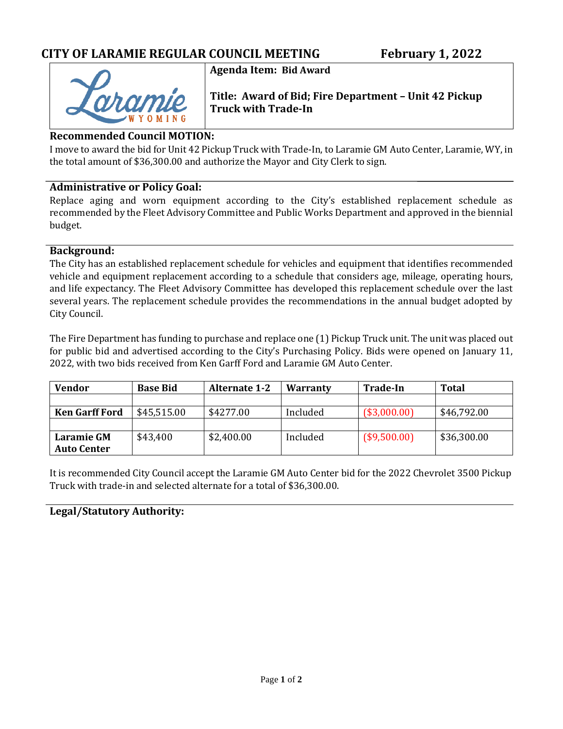# CITY OF LARAMIE REGULAR COUNCIL MEETING — February 1, 2022

**Agenda Item: Bid Award**

**Title: Award of Bid; Fire Department – Unit 42 Pickup Truck with Trade-In**

## Recommended Council MOTION:

I move to award the bid for Unit 42 Pickup Truck with Trade-In, to Laramie GM Auto Center, Laramie, WY, in the total amount of $36,300.00 and authorize the Mayor and City Clerk to sign.

## Administrative or Policy Goal:

Replace aging and worn equipment according to the City's established replacement schedule as recommended by the Fleet Advisory Committee and Public Works Department and approved in the biennial budget.

## Background:

The City has an established replacement schedule for vehicles and equipment that identifies recommended vehicle and equipment replacement according to a schedule that considers age, mileage, operating hours, and life expectancy. The Fleet Advisory Committee has developed this replacement schedule over the last several years. The replacement schedule provides the recommendations in the annual budget adopted by City Council.

The Fire Department has funding to purchase and replace one (1) Pickup Truck unit. The unit was placed out for public bid and advertised according to the City's Purchasing Policy. Bids were opened on January 11, 2022, with two bids received from Ken Garff Ford and Laramie GM Auto Center.

| Vendor | Base Bid | Alternate 1-2 | Warranty | Trade-In | Total |
|---|---|---|---|---|---|
| | | | | | |
| **Ken Garff Ford** | $45,515.00 | $4277.00 | Included | ($3,000.00) | $46,792.00 |
| | | | | | |
| **Laramie GM Auto Center** | $43,400 | $2,400.00 | Included | ($9,500.00) | $36,300.00 |

It is recommended City Council accept the Laramie GM Auto Center bid for the 2022 Chevrolet 3500 Pickup Truck with trade-in and selected alternate for a total of $36,300.00.

## Legal/Statutory Authority: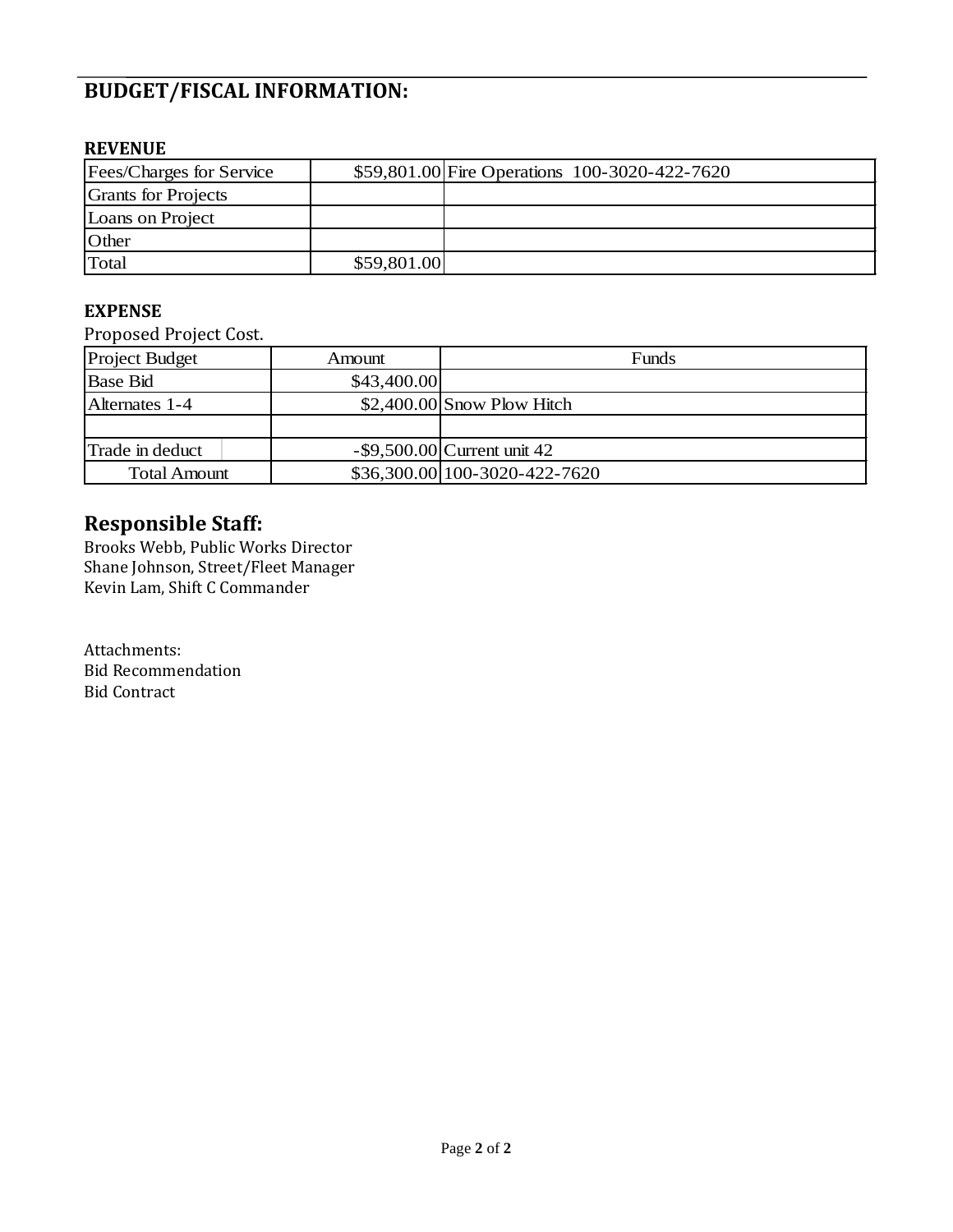## BUDGET/FISCAL INFORMATION:

**REVENUE**

| | | |
|---|---|---|
| Fees/Charges for Service | $59,801.00 | Fire Operations 100-3020-422-7620 |
| Grants for Projects | | |
| Loans on Project | | |
| Other | | |
| Total | $59,801.00 | |

**EXPENSE**

Proposed Project Cost.

| Project Budget | Amount | Funds |
|---|---|---|
| Base Bid | $43,400.00 | |
| Alternates 1-4 | $2,400.00 | Snow Plow Hitch |
| | | |
| Trade in deduct | -$9,500.00 | Current unit 42 |
| Total Amount | $36,300.00 | 100-3020-422-7620 |

## Responsible Staff:

Brooks Webb, Public Works Director
Shane Johnson, Street/Fleet Manager
Kevin Lam, Shift C Commander

Attachments:
Bid Recommendation
Bid Contract